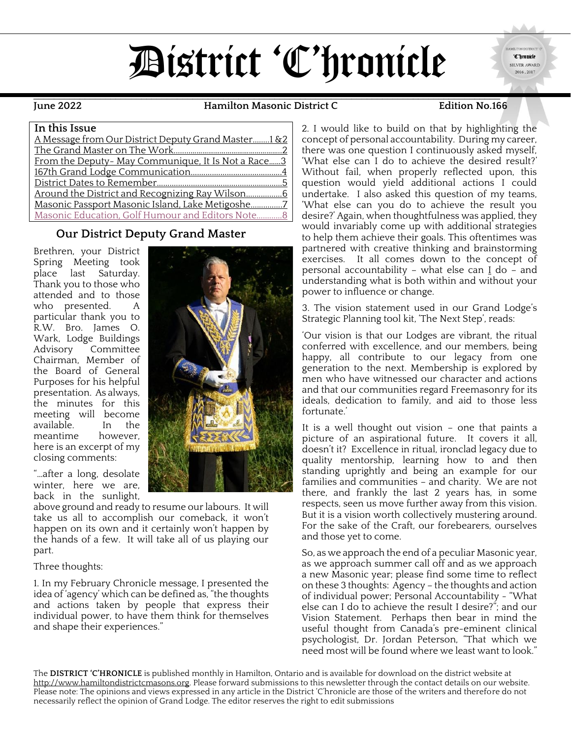# District 'C'hronicle

**June 2022** | **Hamilton Masonic District C** | **Edition No.166**

## In this Issue

- A Message from Our District Deputy Grand Master........1 &2
- The Grand Master on The Work........2
- From the Deputy- May Communique, It Is Not a Race......3
- 167th Grand Lodge Communication........4
- District Dates to Remember........5
- Around the District and Recognizing Ray Wilson........6
- Masonic Passport Masonic Island, Lake Metigoshe........7
- Masonic Education, Golf Humour and Editors Note........8

## Our District Deputy Grand Master

Brethren, your District Spring Meeting took place last Saturday. Thank you to those who attended and to those who presented. A particular thank you to R.W. Bro. James O. Wark, Lodge Buildings Advisory Committee Chairman, Member of the Board of General Purposes for his helpful presentation. As always, the minutes for this meeting will become available. In the meantime however, here is an excerpt of my closing comments:

"...after a long, desolate winter, here we are, back in the sunlight, above ground and ready to resume our labours. It will take us all to accomplish our comeback, it won't happen on its own and it certainly won't happen by the hands of a few. It will take all of us playing our part.

Three thoughts:

1. In my February Chronicle message, I presented the idea of 'agency' which can be defined as, "the thoughts and actions taken by people that express their individual power, to have them think for themselves and shape their experiences."

2. I would like to build on that by highlighting the concept of personal accountability. During my career, there was one question I continuously asked myself, 'What else can I do to achieve the desired result?' Without fail, when properly reflected upon, this question would yield additional actions I could undertake. I also asked this question of my teams, 'What else can you do to achieve the result you desire?' Again, when thoughtfulness was applied, they would invariably come up with additional strategies to help them achieve their goals. This oftentimes was partnered with creative thinking and brainstorming exercises. It all comes down to the concept of personal accountability – what else can I do – and understanding what is both within and without your power to influence or change.

3. The vision statement used in our Grand Lodge's Strategic Planning tool kit, 'The Next Step', reads:

'Our vision is that our Lodges are vibrant, the ritual conferred with excellence, and our members, being happy, all contribute to our legacy from one generation to the next. Membership is explored by men who have witnessed our character and actions and that our communities regard Freemasonry for its ideals, dedication to family, and aid to those less fortunate.'

It is a well thought out vision – one that paints a picture of an aspirational future. It covers it all, doesn't it? Excellence in ritual, ironclad legacy due to quality mentorship, learning how to and then standing uprightly and being an example for our families and communities – and charity. We are not there, and frankly the last 2 years has, in some respects, seen us move further away from this vision. But it is a vision worth collectively mustering around. For the sake of the Craft, our forebearers, ourselves and those yet to come.

So, as we approach the end of a peculiar Masonic year, as we approach summer call off and as we approach a new Masonic year; please find some time to reflect on these 3 thoughts: Agency – the thoughts and action of individual power; Personal Accountability - "What else can I do to achieve the result I desire?"; and our Vision Statement. Perhaps then bear in mind the useful thought from Canada's pre-eminent clinical psychologist, Dr. Jordan Peterson, "That which we need most will be found where we least want to look."

The **DISTRICT 'C'HRONICLE** is published monthly in Hamilton, Ontario and is available for download on the district website at http://www.hamiltondistrictcmasons.org. Please forward submissions to this newsletter through the contact details on our website. Please note: The opinions and views expressed in any article in the District 'C'hronicle are those of the writers and therefore do not necessarily reflect the opinion of Grand Lodge. The editor reserves the right to edit submissions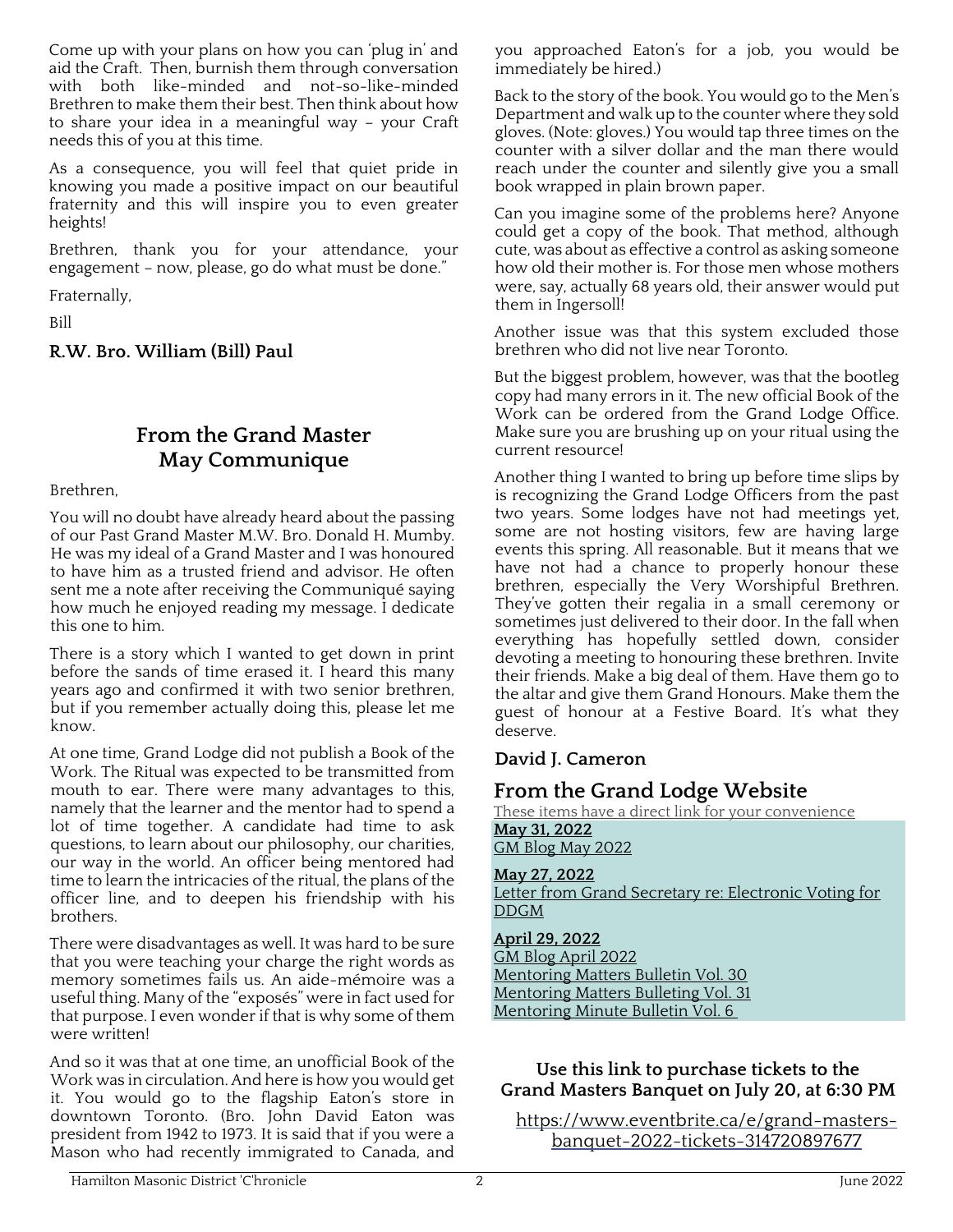Come up with your plans on how you can 'plug in' and aid the Craft. Then, burnish them through conversation with both like-minded and not-so-like-minded Brethren to make them their best. Then think about how to share your idea in a meaningful way – your Craft needs this of you at this time.

As a consequence, you will feel that quiet pride in knowing you made a positive impact on our beautiful fraternity and this will inspire you to even greater heights!

Brethren, thank you for your attendance, your engagement – now, please, go do what must be done."

Fraternally,

Bill

**R.W. Bro. William (Bill) Paul**

## From the Grand Master May Communique

Brethren,

You will no doubt have already heard about the passing of our Past Grand Master M.W. Bro. Donald H. Mumby. He was my ideal of a Grand Master and I was honoured to have him as a trusted friend and advisor. He often sent me a note after receiving the Communiqué saying how much he enjoyed reading my message. I dedicate this one to him.

There is a story which I wanted to get down in print before the sands of time erased it. I heard this many years ago and confirmed it with two senior brethren, but if you remember actually doing this, please let me know.

At one time, Grand Lodge did not publish a Book of the Work. The Ritual was expected to be transmitted from mouth to ear. There were many advantages to this, namely that the learner and the mentor had to spend a lot of time together. A candidate had time to ask questions, to learn about our philosophy, our charities, our way in the world. An officer being mentored had time to learn the intricacies of the ritual, the plans of the officer line, and to deepen his friendship with his brothers.

There were disadvantages as well. It was hard to be sure that you were teaching your charge the right words as memory sometimes fails us. An aide-mémoire was a useful thing. Many of the "exposés" were in fact used for that purpose. I even wonder if that is why some of them were written!

And so it was that at one time, an unofficial Book of the Work was in circulation. And here is how you would get it. You would go to the flagship Eaton's store in downtown Toronto. (Bro. John David Eaton was president from 1942 to 1973. It is said that if you were a Mason who had recently immigrated to Canada, and you approached Eaton's for a job, you would be immediately be hired.)

Back to the story of the book. You would go to the Men's Department and walk up to the counter where they sold gloves. (Note: gloves.) You would tap three times on the counter with a silver dollar and the man there would reach under the counter and silently give you a small book wrapped in plain brown paper.

Can you imagine some of the problems here? Anyone could get a copy of the book. That method, although cute, was about as effective a control as asking someone how old their mother is. For those men whose mothers were, say, actually 68 years old, their answer would put them in Ingersoll!

Another issue was that this system excluded those brethren who did not live near Toronto.

But the biggest problem, however, was that the bootleg copy had many errors in it. The new official Book of the Work can be ordered from the Grand Lodge Office. Make sure you are brushing up on your ritual using the current resource!

Another thing I wanted to bring up before time slips by is recognizing the Grand Lodge Officers from the past two years. Some lodges have not had meetings yet, some are not hosting visitors, few are having large events this spring. All reasonable. But it means that we have not had a chance to properly honour these brethren, especially the Very Worshipful Brethren. They've gotten their regalia in a small ceremony or sometimes just delivered to their door. In the fall when everything has hopefully settled down, consider devoting a meeting to honouring these brethren. Invite their friends. Make a big deal of them. Have them go to the altar and give them Grand Honours. Make them the guest of honour at a Festive Board. It's what they deserve.

**David J. Cameron**

## From the Grand Lodge Website

These items have a direct link for your convenience

**May 31, 2022**
GM Blog May 2022

**May 27, 2022**
Letter from Grand Secretary re: Electronic Voting for DDGM

**April 29, 2022**
GM Blog April 2022
Mentoring Matters Bulletin Vol. 30
Mentoring Matters Bulleting Vol. 31
Mentoring Minute Bulletin Vol. 6

**Use this link to purchase tickets to the Grand Masters Banquet on July 20, at 6:30 PM**

https://www.eventbrite.ca/e/grand-masters-banquet-2022-tickets-314720897677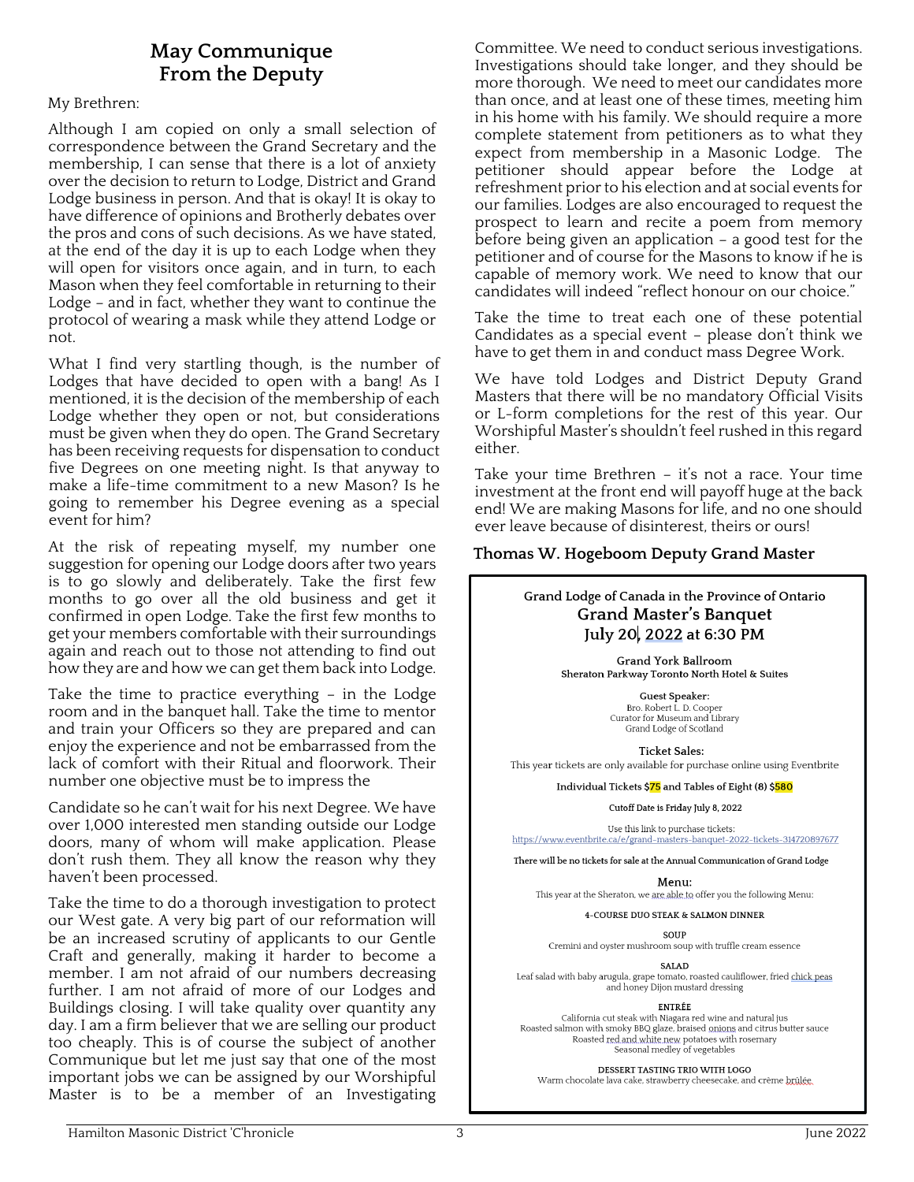## May Communique From the Deputy

My Brethren:

Although I am copied on only a small selection of correspondence between the Grand Secretary and the membership, I can sense that there is a lot of anxiety over the decision to return to Lodge, District and Grand Lodge business in person. And that is okay! It is okay to have difference of opinions and Brotherly debates over the pros and cons of such decisions. As we have stated, at the end of the day it is up to each Lodge when they will open for visitors once again, and in turn, to each Mason when they feel comfortable in returning to their Lodge – and in fact, whether they want to continue the protocol of wearing a mask while they attend Lodge or not.

What I find very startling though, is the number of Lodges that have decided to open with a bang! As I mentioned, it is the decision of the membership of each Lodge whether they open or not, but considerations must be given when they do open. The Grand Secretary has been receiving requests for dispensation to conduct five Degrees on one meeting night. Is that anyway to make a life-time commitment to a new Mason? Is he going to remember his Degree evening as a special event for him?

At the risk of repeating myself, my number one suggestion for opening our Lodge doors after two years is to go slowly and deliberately. Take the first few months to go over all the old business and get it confirmed in open Lodge. Take the first few months to get your members comfortable with their surroundings again and reach out to those not attending to find out how they are and how we can get them back into Lodge.

Take the time to practice everything – in the Lodge room and in the banquet hall. Take the time to mentor and train your Officers so they are prepared and can enjoy the experience and not be embarrassed from the lack of comfort with their Ritual and floorwork. Their number one objective must be to impress the

Candidate so he can't wait for his next Degree. We have over 1,000 interested men standing outside our Lodge doors, many of whom will make application. Please don't rush them. They all know the reason why they haven't been processed.

Take the time to do a thorough investigation to protect our West gate. A very big part of our reformation will be an increased scrutiny of applicants to our Gentle Craft and generally, making it harder to become a member. I am not afraid of our numbers decreasing further. I am not afraid of more of our Lodges and Buildings closing. I will take quality over quantity any day. I am a firm believer that we are selling our product too cheaply. This is of course the subject of another Communique but let me just say that one of the most important jobs we can be assigned by our Worshipful Master is to be a member of an Investigating Committee. We need to conduct serious investigations. Investigations should take longer, and they should be more thorough. We need to meet our candidates more than once, and at least one of these times, meeting him in his home with his family. We should require a more complete statement from petitioners as to what they expect from membership in a Masonic Lodge. The petitioner should appear before the Lodge at refreshment prior to his election and at social events for our families. Lodges are also encouraged to request the prospect to learn and recite a poem from memory before being given an application – a good test for the petitioner and of course for the Masons to know if he is capable of memory work. We need to know that our candidates will indeed "reflect honour on our choice."

Take the time to treat each one of these potential Candidates as a special event – please don't think we have to get them in and conduct mass Degree Work.

We have told Lodges and District Deputy Grand Masters that there will be no mandatory Official Visits or L-form completions for the rest of this year. Our Worshipful Master's shouldn't feel rushed in this regard either.

Take your time Brethren – it's not a race. Your time investment at the front end will payoff huge at the back end! We are making Masons for life, and no one should ever leave because of disinterest, theirs or ours!

**Thomas W. Hogeboom Deputy Grand Master**

---

**Grand Lodge of Canada in the Province of Ontario**

### Grand Master's Banquet
### July 20, 2022 at 6:30 PM

**Grand York Ballroom**
**Sheraton Parkway Toronto North Hotel & Suites**

**Guest Speaker:**
Bro. Robert L. D. Cooper
Curator for Museum and Library
Grand Lodge of Scotland

**Ticket Sales:**
This year tickets are only available for purchase online using Eventbrite

**Individual Tickets $75 and Tables of Eight (8) $580**

**Cutoff Date is Friday July 8, 2022**

Use this link to purchase tickets:
https://www.eventbrite.ca/e/grand-masters-banquet-2022-tickets-314720897677

**There will be no tickets for sale at the Annual Communication of Grand Lodge**

**Menu:**
This year at the Sheraton, we are able to offer you the following Menu:

**4-COURSE DUO STEAK & SALMON DINNER**

**SOUP**
Cremini and oyster mushroom soup with truffle cream essence

**SALAD**
Leaf salad with baby arugula, grape tomato, roasted cauliflower, fried chick peas and honey Dijon mustard dressing

**ENTRÉE**
California cut steak with Niagara red wine and natural jus
Roasted salmon with smoky BBQ glaze, braised onions and citrus butter sauce
Roasted red and white new potatoes with rosemary
Seasonal medley of vegetables

**DESSERT TASTING TRIO WITH LOGO**
Warm chocolate lava cake, strawberry cheesecake, and crème brûlée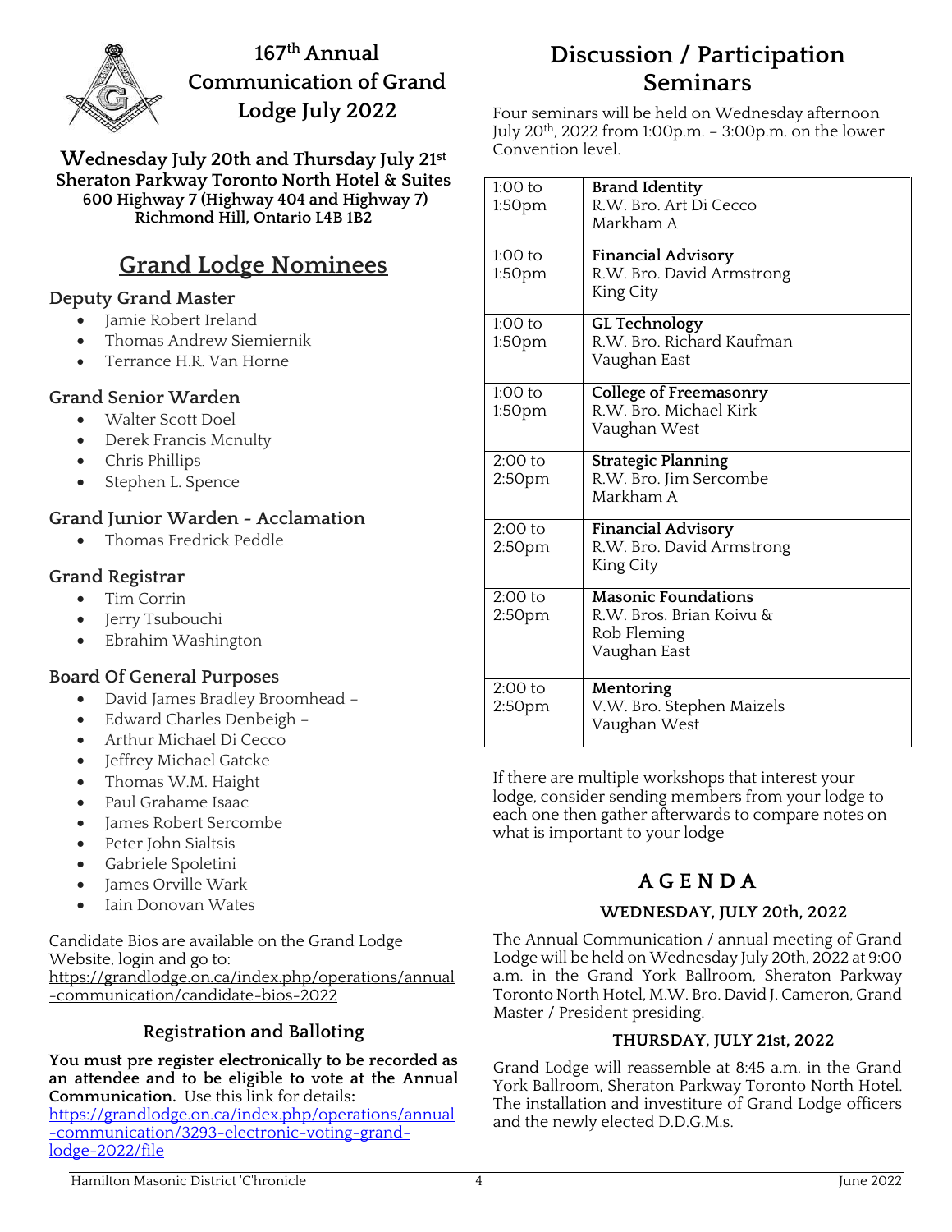# 167th Annual Communication of Grand Lodge July 2022

**Wednesday July 20th and Thursday July 21st**
**Sheraton Parkway Toronto North Hotel & Suites**
**600 Highway 7 (Highway 404 and Highway 7)**
**Richmond Hill, Ontario L4B 1B2**

## Grand Lodge Nominees

### Deputy Grand Master

- Jamie Robert Ireland
- Thomas Andrew Siemiernik
- Terrance H.R. Van Horne

### Grand Senior Warden

- Walter Scott Doel
- Derek Francis Mcnulty
- Chris Phillips
- Stephen L. Spence

### Grand Junior Warden - Acclamation

- Thomas Fredrick Peddle

### Grand Registrar

- Tim Corrin
- Jerry Tsubouchi
- Ebrahim Washington

### Board Of General Purposes

- David James Bradley Broomhead –
- Edward Charles Denbeigh –
- Arthur Michael Di Cecco
- Jeffrey Michael Gatcke
- Thomas W.M. Haight
- Paul Grahame Isaac
- James Robert Sercombe
- Peter John Sialtsis
- Gabriele Spoletini
- James Orville Wark
- Iain Donovan Wates

Candidate Bios are available on the Grand Lodge Website, login and go to:
https://grandlodge.on.ca/index.php/operations/annual-communication/candidate-bios-2022

### Registration and Balloting

**You must pre register electronically to be recorded as an attendee and to be eligible to vote at the Annual Communication.** Use this link for details**:**
https://grandlodge.on.ca/index.php/operations/annual-communication/3293-electronic-voting-grand-lodge-2022/file

## Discussion / Participation Seminars

Four seminars will be held on Wednesday afternoon July 20th, 2022 from 1:00p.m. – 3:00p.m. on the lower Convention level.

| Time | Seminar |
|---|---|
| 1:00 to 1:50pm | **Brand Identity**<br>R.W. Bro. Art Di Cecco<br>Markham A |
| 1:00 to 1:50pm | **Financial Advisory**<br>R.W. Bro. David Armstrong<br>King City |
| 1:00 to 1:50pm | **GL Technology**<br>R.W. Bro. Richard Kaufman<br>Vaughan East |
| 1:00 to 1:50pm | **College of Freemasonry**<br>R.W. Bro. Michael Kirk<br>Vaughan West |
| 2:00 to 2:50pm | **Strategic Planning**<br>R.W. Bro. Jim Sercombe<br>Markham A |
| 2:00 to 2:50pm | **Financial Advisory**<br>R.W. Bro. David Armstrong<br>King City |
| 2:00 to 2:50pm | **Masonic Foundations**<br>R.W. Bros. Brian Koivu &<br>Rob Fleming<br>Vaughan East |
| 2:00 to 2:50pm | **Mentoring**<br>V.W. Bro. Stephen Maizels<br>Vaughan West |

If there are multiple workshops that interest your lodge, consider sending members from your lodge to each one then gather afterwards to compare notes on what is important to your lodge

## A G E N D A

### WEDNESDAY, JULY 20th, 2022

The Annual Communication / annual meeting of Grand Lodge will be held on Wednesday July 20th, 2022 at 9:00 a.m. in the Grand York Ballroom, Sheraton Parkway Toronto North Hotel, M.W. Bro. David J. Cameron, Grand Master / President presiding.

### THURSDAY, JULY 21st, 2022

Grand Lodge will reassemble at 8:45 a.m. in the Grand York Ballroom, Sheraton Parkway Toronto North Hotel. The installation and investiture of Grand Lodge officers and the newly elected D.D.G.M.s.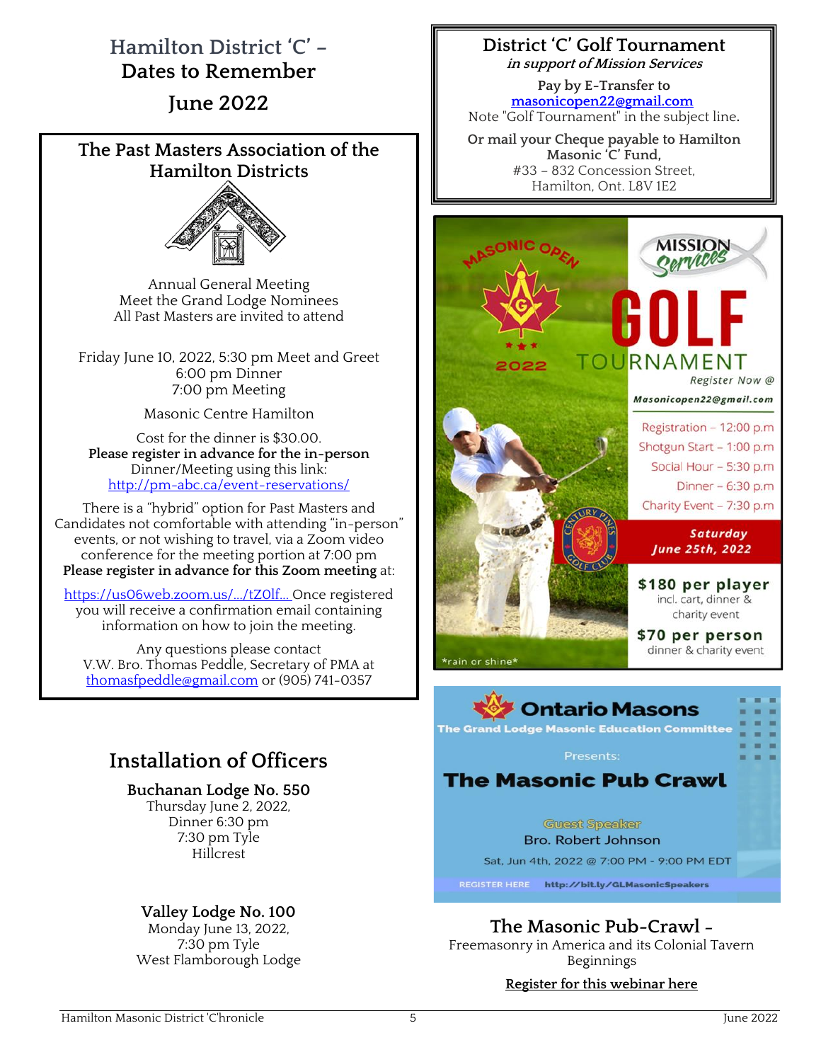## Hamilton District 'C' – Dates to Remember

## June 2022

### The Past Masters Association of the Hamilton Districts

Annual General Meeting
Meet the Grand Lodge Nominees
All Past Masters are invited to attend

Friday June 10, 2022, 5:30 pm Meet and Greet
6:00 pm Dinner
7:00 pm Meeting

Masonic Centre Hamilton

Cost for the dinner is $30.00.
**Please register in advance for the in-person** Dinner/Meeting using this link:
http://pm-abc.ca/event-reservations/

There is a "hybrid" option for Past Masters and Candidates not comfortable with attending "in-person" events, or not wishing to travel, via a Zoom video conference for the meeting portion at 7:00 pm
**Please register in advance for this Zoom meeting** at:

https://us06web.zoom.us/.../tZ0lf... Once registered you will receive a confirmation email containing information on how to join the meeting.

Any questions please contact
V.W. Bro. Thomas Peddle, Secretary of PMA at thomasfpeddle@gmail.com or (905) 741-0357

## Installation of Officers

**Buchanan Lodge No. 550**
Thursday June 2, 2022,
Dinner 6:30 pm
7:30 pm Tyle
Hillcrest

**Valley Lodge No. 100**
Monday June 13, 2022,
7:30 pm Tyle
West Flamborough Lodge

### District 'C' Golf Tournament
***in support of Mission Services***

**Pay by E-Transfer to**
**masonicopen22@gmail.com**
Note "Golf Tournament" in the subject line.

**Or mail your Cheque payable to Hamilton Masonic 'C' Fund,**
#33 – 832 Concession Street,
Hamilton, Ont. L8V 1E2

Masonic Open 2022

Mission Services

**GOLF TOURNAMENT**

Register Now @ Masonicopen22@gmail.com

- Registration – 12:00 p.m
- Shotgun Start – 1:00 p.m
- Social Hour – 5:30 p.m
- Dinner – 6:30 p.m
- Charity Event – 7:30 p.m

**Saturday June 25th, 2022**

Century Pines Golf Club

**$180 per player**
incl. cart, dinner & charity event

**$70 per person**
dinner & charity event

*rain or shine*

**Ontario Masons**
The Grand Lodge Masonic Education Committee
Presents:

**The Masonic Pub Crawl**

Guest Speaker
Bro. Robert Johnson
Sat, Jun 4th, 2022 @ 7:00 PM - 9:00 PM EDT

REGISTER HERE http://bit.ly/GLMasonicSpeakers

### The Masonic Pub-Crawl –
Freemasonry in America and its Colonial Tavern Beginnings

**Register for this webinar here**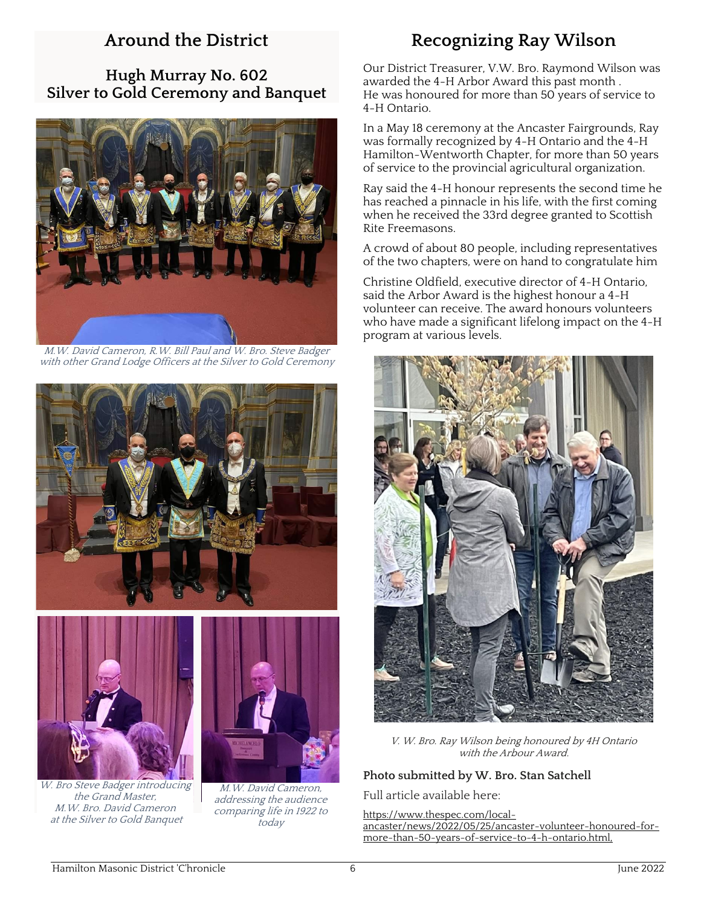## Around the District

### Hugh Murray No. 602
### Silver to Gold Ceremony and Banquet

*M.W. David Cameron, R.W. Bill Paul and W. Bro. Steve Badger with other Grand Lodge Officers at the Silver to Gold Ceremony*

*W. Bro Steve Badger introducing the Grand Master, M.W. Bro. David Cameron at the Silver to Gold Banquet*

*M.W. David Cameron, addressing the audience comparing life in 1922 to today*

## Recognizing Ray Wilson

Our District Treasurer, V.W. Bro. Raymond Wilson was awarded the 4-H Arbor Award this past month . He was honoured for more than 50 years of service to 4-H Ontario.

In a May 18 ceremony at the Ancaster Fairgrounds, Ray was formally recognized by 4-H Ontario and the 4-H Hamilton-Wentworth Chapter, for more than 50 years of service to the provincial agricultural organization.

Ray said the 4-H honour represents the second time he has reached a pinnacle in his life, with the first coming when he received the 33rd degree granted to Scottish Rite Freemasons.

A crowd of about 80 people, including representatives of the two chapters, were on hand to congratulate him

Christine Oldfield, executive director of 4-H Ontario, said the Arbor Award is the highest honour a 4-H volunteer can receive. The award honours volunteers who have made a significant lifelong impact on the 4-H program at various levels.

*V. W. Bro. Ray Wilson being honoured by 4H Ontario with the Arbour Award.*

**Photo submitted by W. Bro. Stan Satchell**

Full article available here:

https://www.thespec.com/local-ancaster/news/2022/05/25/ancaster-volunteer-honoured-for-more-than-50-years-of-service-to-4-h-ontario.html,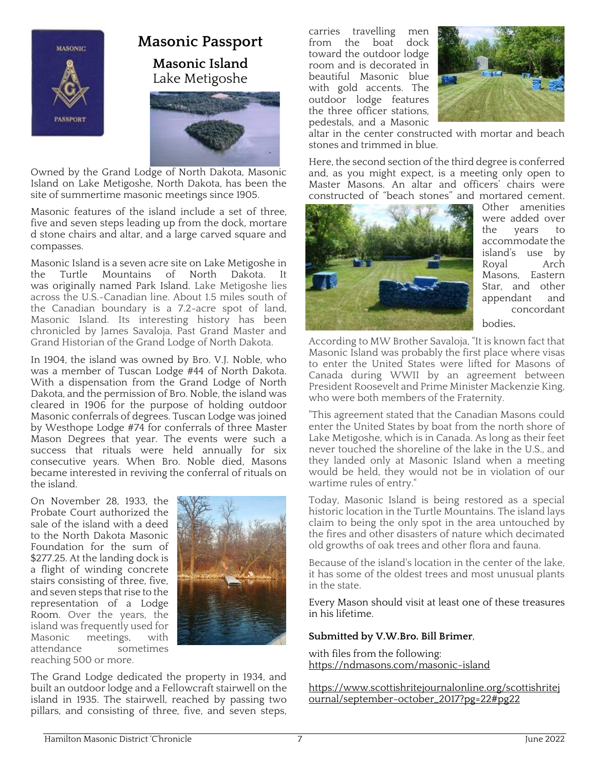# Masonic Passport

## Masonic Island

### Lake Metigoshe

Owned by the Grand Lodge of North Dakota, Masonic Island on Lake Metigoshe, North Dakota, has been the site of summertime masonic meetings since 1905.

Masonic features of the island include a set of three, five and seven steps leading up from the dock, mortare d stone chairs and altar, and a large carved square and compasses.

Masonic Island is a seven acre site on Lake Metigoshe in the Turtle Mountains of North Dakota. It was originally named Park Island. Lake Metigoshe lies across the U.S.-Canadian line. About 1.5 miles south of the Canadian boundary is a 7.2-acre spot of land, Masonic Island. Its interesting history has been chronicled by James Savaloja, Past Grand Master and Grand Historian of the Grand Lodge of North Dakota.

In 1904, the island was owned by Bro. V.J. Noble, who was a member of Tuscan Lodge #44 of North Dakota. With a dispensation from the Grand Lodge of North Dakota, and the permission of Bro. Noble, the island was cleared in 1906 for the purpose of holding outdoor Masonic conferrals of degrees. Tuscan Lodge was joined by Westhope Lodge #74 for conferrals of three Master Mason Degrees that year. The events were such a success that rituals were held annually for six consecutive years. When Bro. Noble died, Masons became interested in reviving the conferral of rituals on the island.

On November 28, 1933, the Probate Court authorized the sale of the island with a deed to the North Dakota Masonic Foundation for the sum of $277.25. At the landing dock is a flight of winding concrete stairs consisting of three, five, and seven steps that rise to the representation of a Lodge Room. Over the years, the island was frequently used for Masonic meetings, with attendance sometimes reaching 500 or more.

The Grand Lodge dedicated the property in 1934, and built an outdoor lodge and a Fellowcraft stairwell on the island in 1935. The stairwell, reached by passing two pillars, and consisting of three, five, and seven steps, carries travelling men from the boat dock toward the outdoor lodge room and is decorated in beautiful Masonic blue with gold accents. The outdoor lodge features the three officer stations, pedestals, and a Masonic altar in the center constructed with mortar and beach stones and trimmed in blue.

Here, the second section of the third degree is conferred and, as you might expect, is a meeting only open to Master Masons. An altar and officers' chairs were constructed of "beach stones" and mortared cement. Other amenities were added over the years to accommodate the island's use by Royal Arch Masons, Eastern Star, and other appendant and concordant bodies.

According to MW Brother Savaloja, "It is known fact that Masonic Island was probably the first place where visas to enter the United States were lifted for Masons of Canada during WWII by an agreement between President Roosevelt and Prime Minister Mackenzie King, who were both members of the Fraternity.

"This agreement stated that the Canadian Masons could enter the United States by boat from the north shore of Lake Metigoshe, which is in Canada. As long as their feet never touched the shoreline of the lake in the U.S., and they landed only at Masonic Island when a meeting would be held, they would not be in violation of our wartime rules of entry."

Today, Masonic Island is being restored as a special historic location in the Turtle Mountains. The island lays claim to being the only spot in the area untouched by the fires and other disasters of nature which decimated old growths of oak trees and other flora and fauna.

Because of the island's location in the center of the lake, it has some of the oldest trees and most unusual plants in the state.

Every Mason should visit at least one of these treasures in his lifetime.

**Submitted by V.W.Bro. Bill Brimer**,

with files from the following:
https://ndmasons.com/masonic-island

https://www.scottishritejournalonline.org/scottishritejournal/september-october_2017?pg=22#pg22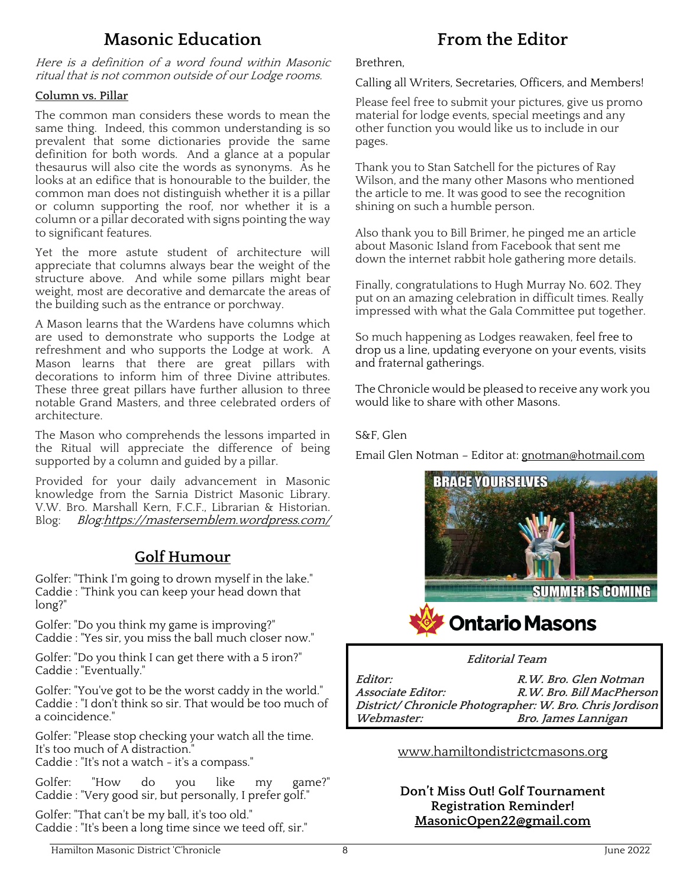## Masonic Education

*Here is a definition of a word found within Masonic ritual that is not common outside of our Lodge rooms.*

**Column vs. Pillar**

The common man considers these words to mean the same thing. Indeed, this common understanding is so prevalent that some dictionaries provide the same definition for both words. And a glance at a popular thesaurus will also cite the words as synonyms. As he looks at an edifice that is honourable to the builder, the common man does not distinguish whether it is a pillar or column supporting the roof, nor whether it is a column or a pillar decorated with signs pointing the way to significant features.

Yet the more astute student of architecture will appreciate that columns always bear the weight of the structure above. And while some pillars might bear weight, most are decorative and demarcate the areas of the building such as the entrance or porchway.

A Mason learns that the Wardens have columns which are used to demonstrate who supports the Lodge at refreshment and who supports the Lodge at work. A Mason learns that there are great pillars with decorations to inform him of three Divine attributes. These three great pillars have further allusion to three notable Grand Masters, and three celebrated orders of architecture.

The Mason who comprehends the lessons imparted in the Ritual will appreciate the difference of being supported by a column and guided by a pillar.

Provided for your daily advancement in Masonic knowledge from the Sarnia District Masonic Library. V.W. Bro. Marshall Kern, F.C.F., Librarian & Historian. Blog: *Blog:https://mastersemblem.wordpress.com/*

## Golf Humour

Golfer: "Think I'm going to drown myself in the lake."
Caddie : "Think you can keep your head down that long?"

Golfer: "Do you think my game is improving?"
Caddie : "Yes sir, you miss the ball much closer now."

Golfer: "Do you think I can get there with a 5 iron?"
Caddie : "Eventually."

Golfer: "You've got to be the worst caddy in the world."
Caddie : "I don't think so sir. That would be too much of a coincidence."

Golfer: "Please stop checking your watch all the time. It's too much of A distraction."
Caddie : "It's not a watch - it's a compass."

Golfer: "How do you like my game?"
Caddie : "Very good sir, but personally, I prefer golf."

Golfer: "That can't be my ball, it's too old."
Caddie : "It's been a long time since we teed off, sir."

## From the Editor

Brethren,

Calling all Writers, Secretaries, Officers, and Members!

Please feel free to submit your pictures, give us promo material for lodge events, special meetings and any other function you would like us to include in our pages.

Thank you to Stan Satchell for the pictures of Ray Wilson, and the many other Masons who mentioned the article to me. It was good to see the recognition shining on such a humble person.

Also thank you to Bill Brimer, he pinged me an article about Masonic Island from Facebook that sent me down the internet rabbit hole gathering more details.

Finally, congratulations to Hugh Murray No. 602. They put on an amazing celebration in difficult times. Really impressed with what the Gala Committee put together.

So much happening as Lodges reawaken, feel free to drop us a line, updating everyone on your events, visits and fraternal gatherings.

The Chronicle would be pleased to receive any work you would like to share with other Masons.

S&F, Glen

Email Glen Notman – Editor at: gnotman@hotmail.com

BRACE YOURSELVES

SUMMER IS COMING

Ontario Masons

***Editorial Team***

| | |
|---|---|
| ***Editor:*** | ***R.W. Bro. Glen Notman*** |
| ***Associate Editor:*** | ***R.W. Bro. Bill MacPherson*** |
| ***District/ Chronicle Photographer:*** | ***W. Bro. Chris Jordison*** |
| ***Webmaster:*** | ***Bro. James Lannigan*** |

www.hamiltondistrictmasons.org

**Don't Miss Out! Golf Tournament Registration Reminder!**
**MasonicOpen22@gmail.com**